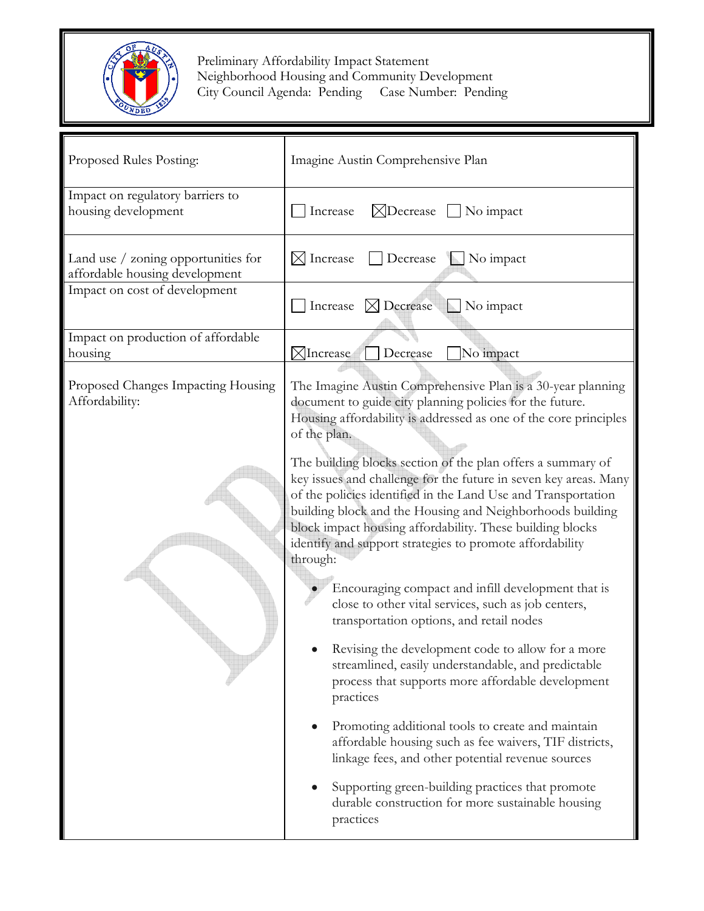Preliminary Affordability Impact Statement
Neighborhood Housing and Community Development
City Council Agenda: Pending Case Number: Pending

| Proposed Rules Posting: | Imagine Austin Comprehensive Plan |
|---|---|
| Impact on regulatory barriers to housing development | ☐ Increase ☒ Decrease ☐ No impact |
| Land use / zoning opportunities for affordable housing development | ☒ Increase ☐ Decrease ☐ No impact |
| Impact on cost of development | ☐ Increase ☒ Decrease ☐ No impact |
| Impact on production of affordable housing | ☒ Increase ☐ Decrease ☐ No impact |
| Proposed Changes Impacting Housing Affordability: | The Imagine Austin Comprehensive Plan is a 30-year planning document to guide city planning policies for the future. Housing affordability is addressed as one of the core principles of the plan.<br><br>The building blocks section of the plan offers a summary of key issues and challenge for the future in seven key areas. Many of the policies identified in the Land Use and Transportation building block and the Housing and Neighborhoods building block impact housing affordability. These building blocks identify and support strategies to promote affordability through:<br><br>• Encouraging compact and infill development that is close to other vital services, such as job centers, transportation options, and retail nodes<br><br>• Revising the development code to allow for a more streamlined, easily understandable, and predictable process that supports more affordable development practices<br><br>• Promoting additional tools to create and maintain affordable housing such as fee waivers, TIF districts, linkage fees, and other potential revenue sources<br><br>• Supporting green-building practices that promote durable construction for more sustainable housing practices |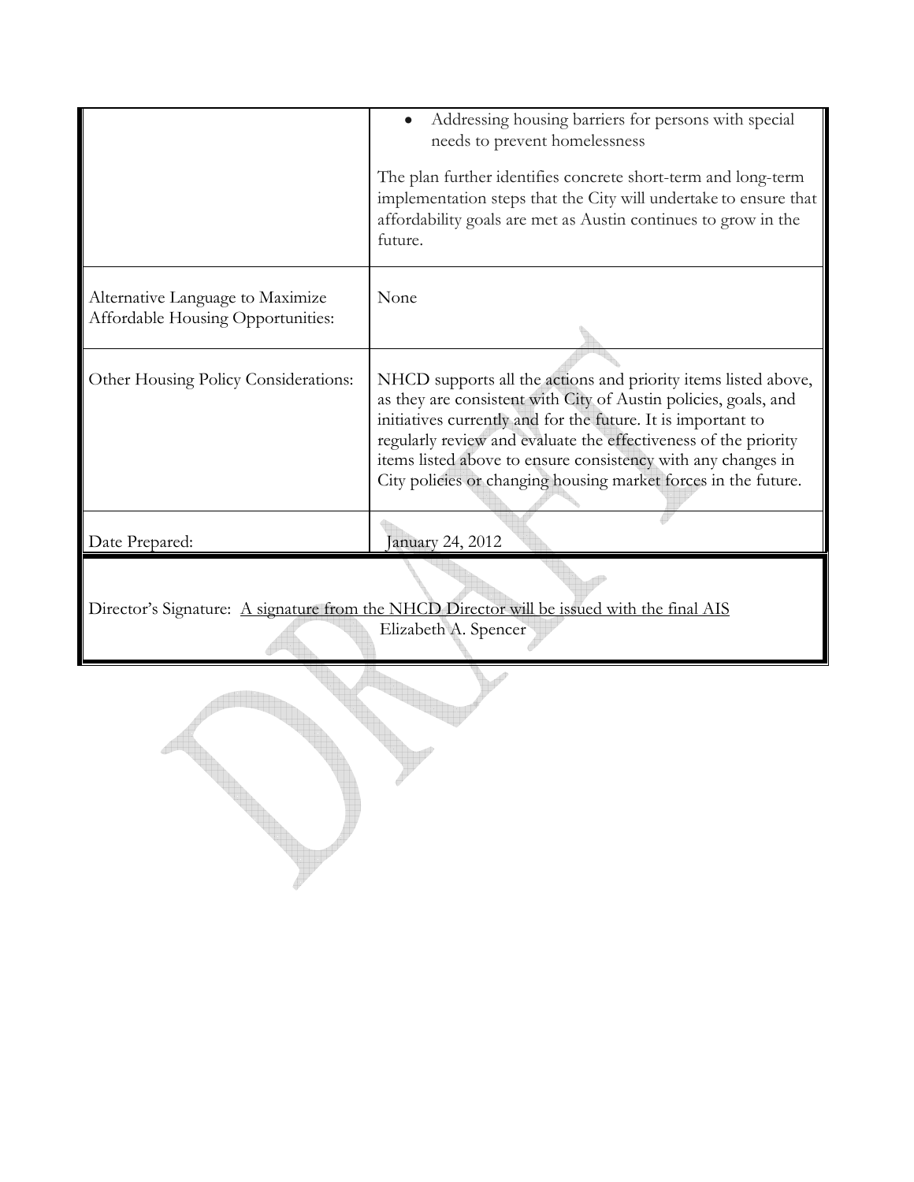| | |
|---|---|
| | • Addressing housing barriers for persons with special needs to prevent homelessness<br><br>The plan further identifies concrete short-term and long-term implementation steps that the City will undertake to ensure that affordability goals are met as Austin continues to grow in the future. |
| Alternative Language to Maximize Affordable Housing Opportunities: | None |
| Other Housing Policy Considerations: | NHCD supports all the actions and priority items listed above, as they are consistent with City of Austin policies, goals, and initiatives currently and for the future. It is important to regularly review and evaluate the effectiveness of the priority items listed above to ensure consistency with any changes in City policies or changing housing market forces in the future. |
| Date Prepared: | January 24, 2012 |

Director's Signature: A signature from the NHCD Director will be issued with the final AIS
Elizabeth A. Spencer